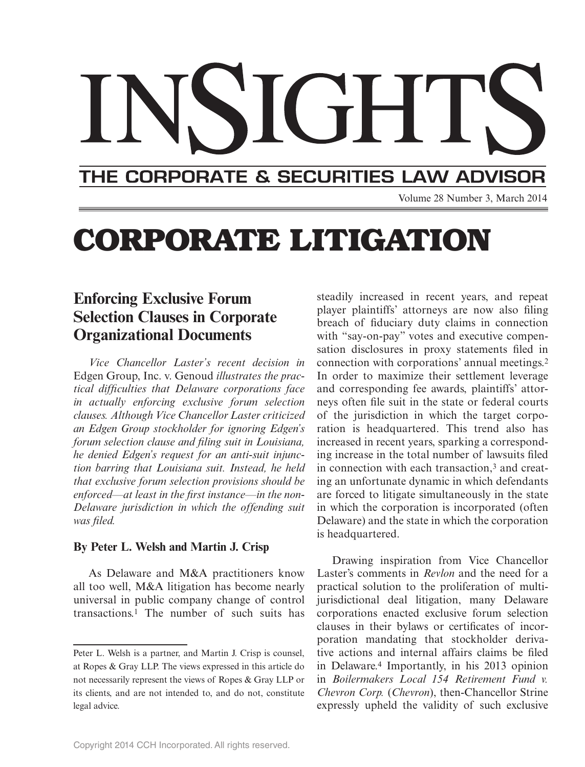# INSIGHTS

## THE CORPORATE & SECURITIES LAW ADVISOR

Volume 28 Number 3, March 2014

# CORPORATE LITIGATION

## Enforcing Exclusive Forum Selection Clauses in Corporate Organizational Documents

*Vice Chancellor Laster's recent decision in* Edgen Group, Inc. v. Genoud *illustrates the practical difficulties that Delaware corporations face in actually enforcing exclusive forum selection clauses. Although Vice Chancellor Laster criticized an Edgen Group stockholder for ignoring Edgen's forum selection clause and filing suit in Louisiana, he denied Edgen's request for an anti-suit injunction barring that Louisiana suit. Instead, he held that exclusive forum selection provisions should be enforced—at least in the first instance—in the non-Delaware jurisdiction in which the offending suit was filed.*

### By Peter L. Welsh and Martin J. Crisp

As Delaware and M&A practitioners know all too well, M&A litigation has become nearly universal in public company change of control transactions.[1] The number of such suits has steadily increased in recent years, and repeat player plaintiffs' attorneys are now also filing breach of fiduciary duty claims in connection with "say-on-pay" votes and executive compensation disclosures in proxy statements filed in connection with corporations' annual meetings.[2] In order to maximize their settlement leverage and corresponding fee awards, plaintiffs' attorneys often file suit in the state or federal courts of the jurisdiction in which the target corporation is headquartered. This trend also has increased in recent years, sparking a corresponding increase in the total number of lawsuits filed in connection with each transaction,[3] and creating an unfortunate dynamic in which defendants are forced to litigate simultaneously in the state in which the corporation is incorporated (often Delaware) and the state in which the corporation is headquartered.

Drawing inspiration from Vice Chancellor Laster's comments in *Revlon* and the need for a practical solution to the proliferation of multi-jurisdictional deal litigation, many Delaware corporations enacted exclusive forum selection clauses in their bylaws or certificates of incorporation mandating that stockholder derivative actions and internal affairs claims be filed in Delaware.[4] Importantly, in his 2013 opinion in *Boilermakers Local 154 Retirement Fund v. Chevron Corp.* (*Chevron*), then-Chancellor Strine expressly upheld the validity of such exclusive

---

Peter L. Welsh is a partner, and Martin J. Crisp is counsel, at Ropes & Gray LLP. The views expressed in this article do not necessarily represent the views of Ropes & Gray LLP or its clients, and are not intended to, and do not, constitute legal advice.

Copyright 2014 CCH Incorporated. All rights reserved.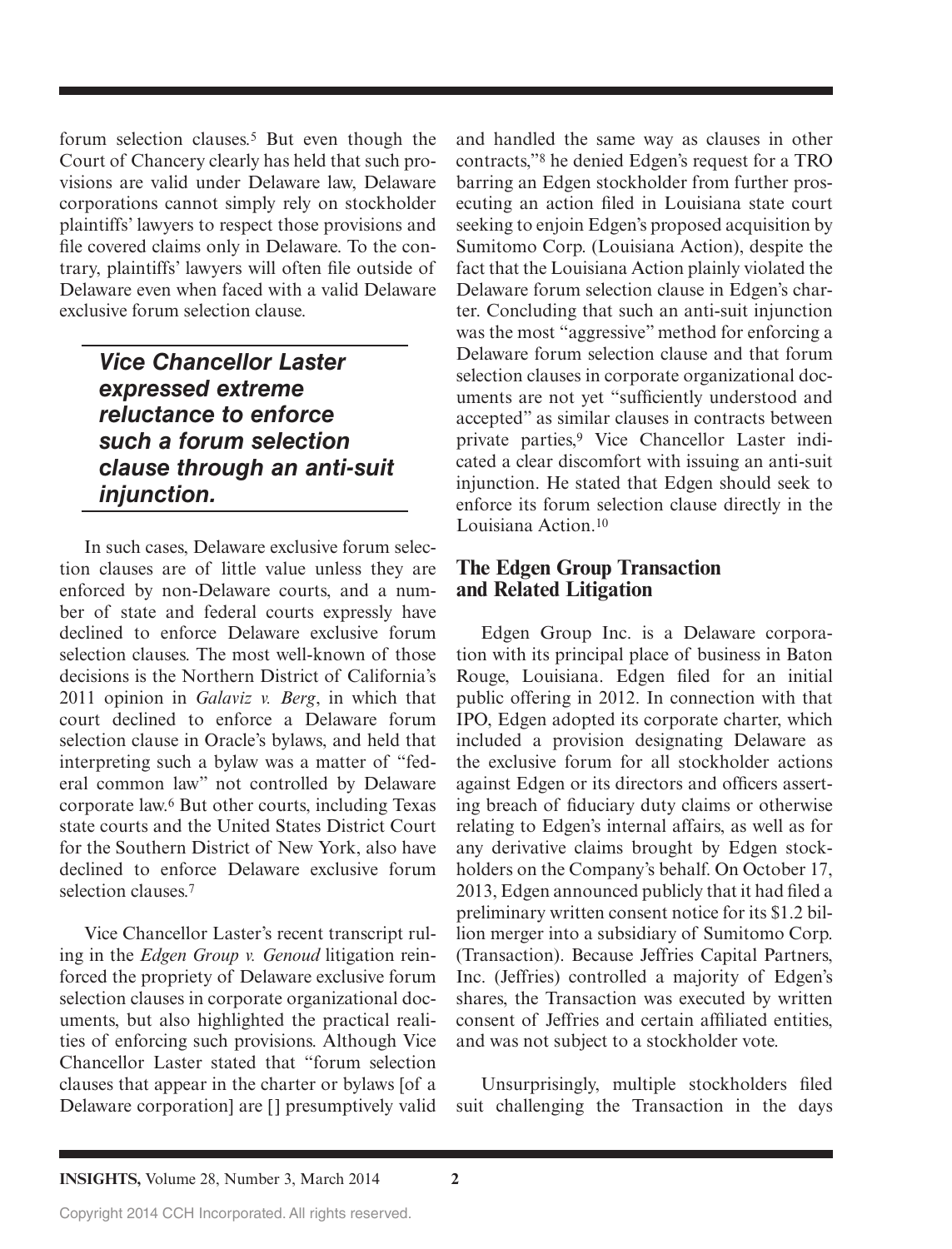forum selection clauses.[5] But even though the Court of Chancery clearly has held that such provisions are valid under Delaware law, Delaware corporations cannot simply rely on stockholder plaintiffs' lawyers to respect those provisions and file covered claims only in Delaware. To the contrary, plaintiffs' lawyers will often file outside of Delaware even when faced with a valid Delaware exclusive forum selection clause.

> ***Vice Chancellor Laster expressed extreme reluctance to enforce such a forum selection clause through an anti-suit injunction.***

In such cases, Delaware exclusive forum selection clauses are of little value unless they are enforced by non-Delaware courts, and a number of state and federal courts expressly have declined to enforce Delaware exclusive forum selection clauses. The most well-known of those decisions is the Northern District of California's 2011 opinion in *Galaviz v. Berg*, in which that court declined to enforce a Delaware forum selection clause in Oracle's bylaws, and held that interpreting such a bylaw was a matter of "federal common law" not controlled by Delaware corporate law.[6] But other courts, including Texas state courts and the United States District Court for the Southern District of New York, also have declined to enforce Delaware exclusive forum selection clauses.[7]

Vice Chancellor Laster's recent transcript ruling in the *Edgen Group v. Genoud* litigation reinforced the propriety of Delaware exclusive forum selection clauses in corporate organizational documents, but also highlighted the practical realities of enforcing such provisions. Although Vice Chancellor Laster stated that "forum selection clauses that appear in the charter or bylaws [of a Delaware corporation] are [] presumptively valid and handled the same way as clauses in other contracts,"[8] he denied Edgen's request for a TRO barring an Edgen stockholder from further prosecuting an action filed in Louisiana state court seeking to enjoin Edgen's proposed acquisition by Sumitomo Corp. (Louisiana Action), despite the fact that the Louisiana Action plainly violated the Delaware forum selection clause in Edgen's charter. Concluding that such an anti-suit injunction was the most "aggressive" method for enforcing a Delaware forum selection clause and that forum selection clauses in corporate organizational documents are not yet "sufficiently understood and accepted" as similar clauses in contracts between private parties,[9] Vice Chancellor Laster indicated a clear discomfort with issuing an anti-suit injunction. He stated that Edgen should seek to enforce its forum selection clause directly in the Louisiana Action.[10]

## The Edgen Group Transaction and Related Litigation

Edgen Group Inc. is a Delaware corporation with its principal place of business in Baton Rouge, Louisiana. Edgen filed for an initial public offering in 2012. In connection with that IPO, Edgen adopted its corporate charter, which included a provision designating Delaware as the exclusive forum for all stockholder actions against Edgen or its directors and officers asserting breach of fiduciary duty claims or otherwise relating to Edgen's internal affairs, as well as for any derivative claims brought by Edgen stockholders on the Company's behalf. On October 17, 2013, Edgen announced publicly that it had filed a preliminary written consent notice for its $1.2 billion merger into a subsidiary of Sumitomo Corp. (Transaction). Because Jeffries Capital Partners, Inc. (Jeffries) controlled a majority of Edgen's shares, the Transaction was executed by written consent of Jeffries and certain affiliated entities, and was not subject to a stockholder vote.

Unsurprisingly, multiple stockholders filed suit challenging the Transaction in the days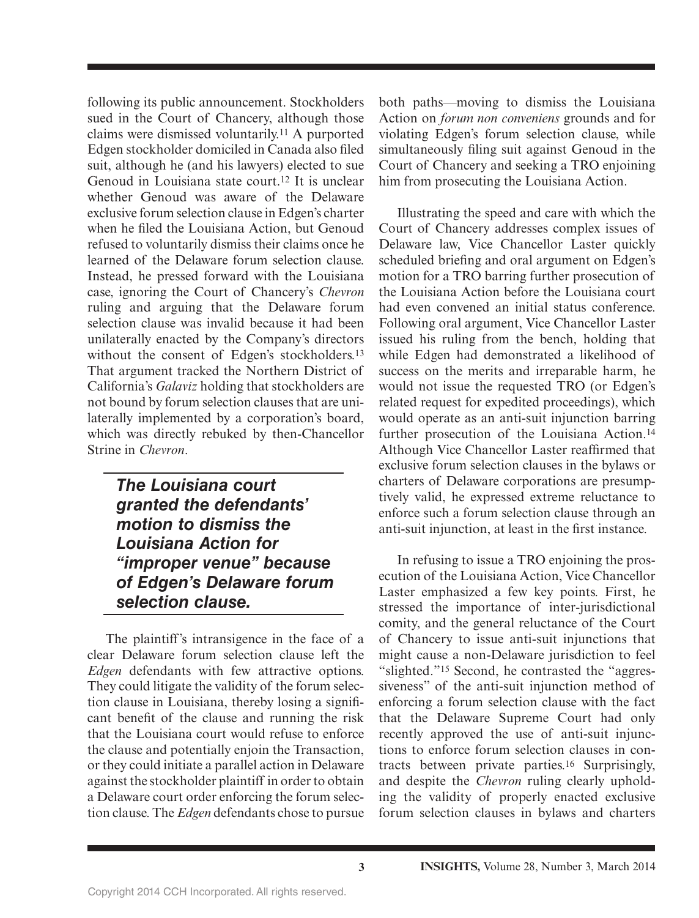following its public announcement. Stockholders sued in the Court of Chancery, although those claims were dismissed voluntarily.[11] A purported Edgen stockholder domiciled in Canada also filed suit, although he (and his lawyers) elected to sue Genoud in Louisiana state court.[12] It is unclear whether Genoud was aware of the Delaware exclusive forum selection clause in Edgen's charter when he filed the Louisiana Action, but Genoud refused to voluntarily dismiss their claims once he learned of the Delaware forum selection clause. Instead, he pressed forward with the Louisiana case, ignoring the Court of Chancery's *Chevron* ruling and arguing that the Delaware forum selection clause was invalid because it had been unilaterally enacted by the Company's directors without the consent of Edgen's stockholders.[13] That argument tracked the Northern District of California's *Galaviz* holding that stockholders are not bound by forum selection clauses that are unilaterally implemented by a corporation's board, which was directly rebuked by then-Chancellor Strine in *Chevron*.

> ***The Louisiana court granted the defendants' motion to dismiss the Louisiana Action for "improper venue" because of Edgen's Delaware forum selection clause.***

The plaintiff's intransigence in the face of a clear Delaware forum selection clause left the *Edgen* defendants with few attractive options. They could litigate the validity of the forum selection clause in Louisiana, thereby losing a significant benefit of the clause and running the risk that the Louisiana court would refuse to enforce the clause and potentially enjoin the Transaction, or they could initiate a parallel action in Delaware against the stockholder plaintiff in order to obtain a Delaware court order enforcing the forum selection clause. The *Edgen* defendants chose to pursue both paths—moving to dismiss the Louisiana Action on *forum non conveniens* grounds and for violating Edgen's forum selection clause, while simultaneously filing suit against Genoud in the Court of Chancery and seeking a TRO enjoining him from prosecuting the Louisiana Action.

Illustrating the speed and care with which the Court of Chancery addresses complex issues of Delaware law, Vice Chancellor Laster quickly scheduled briefing and oral argument on Edgen's motion for a TRO barring further prosecution of the Louisiana Action before the Louisiana court had even convened an initial status conference. Following oral argument, Vice Chancellor Laster issued his ruling from the bench, holding that while Edgen had demonstrated a likelihood of success on the merits and irreparable harm, he would not issue the requested TRO (or Edgen's related request for expedited proceedings), which would operate as an anti-suit injunction barring further prosecution of the Louisiana Action.[14] Although Vice Chancellor Laster reaffirmed that exclusive forum selection clauses in the bylaws or charters of Delaware corporations are presumptively valid, he expressed extreme reluctance to enforce such a forum selection clause through an anti-suit injunction, at least in the first instance.

In refusing to issue a TRO enjoining the prosecution of the Louisiana Action, Vice Chancellor Laster emphasized a few key points. First, he stressed the importance of inter-jurisdictional comity, and the general reluctance of the Court of Chancery to issue anti-suit injunctions that might cause a non-Delaware jurisdiction to feel "slighted."[15] Second, he contrasted the "aggressiveness" of the anti-suit injunction method of enforcing a forum selection clause with the fact that the Delaware Supreme Court had only recently approved the use of anti-suit injunctions to enforce forum selection clauses in contracts between private parties.[16] Surprisingly, and despite the *Chevron* ruling clearly upholding the validity of properly enacted exclusive forum selection clauses in bylaws and charters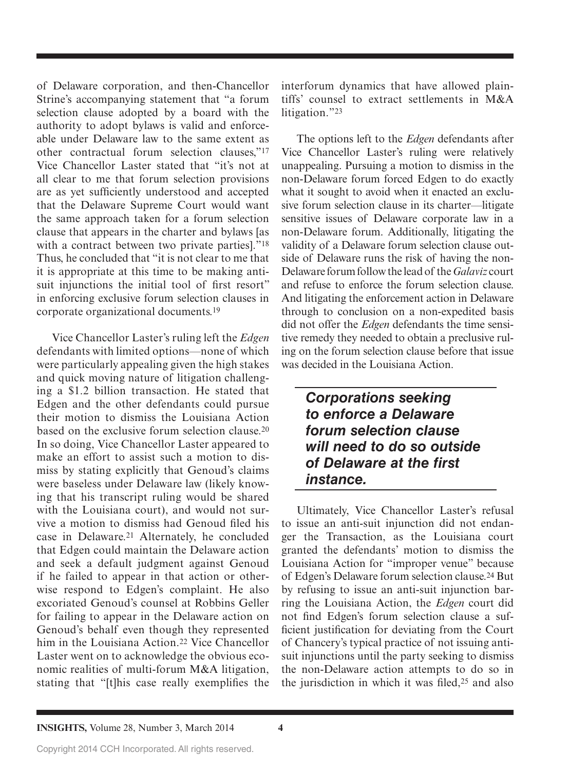of Delaware corporation, and then-Chancellor Strine's accompanying statement that "a forum selection clause adopted by a board with the authority to adopt bylaws is valid and enforceable under Delaware law to the same extent as other contractual forum selection clauses,"[17] Vice Chancellor Laster stated that "it's not at all clear to me that forum selection provisions are as yet sufficiently understood and accepted that the Delaware Supreme Court would want the same approach taken for a forum selection clause that appears in the charter and bylaws [as with a contract between two private parties]."[18] Thus, he concluded that "it is not clear to me that it is appropriate at this time to be making anti-suit injunctions the initial tool of first resort" in enforcing exclusive forum selection clauses in corporate organizational documents.[19]

Vice Chancellor Laster's ruling left the *Edgen* defendants with limited options—none of which were particularly appealing given the high stakes and quick moving nature of litigation challenging a \$1.2 billion transaction. He stated that Edgen and the other defendants could pursue their motion to dismiss the Louisiana Action based on the exclusive forum selection clause.[20] In so doing, Vice Chancellor Laster appeared to make an effort to assist such a motion to dismiss by stating explicitly that Genoud's claims were baseless under Delaware law (likely knowing that his transcript ruling would be shared with the Louisiana court), and would not survive a motion to dismiss had Genoud filed his case in Delaware.[21] Alternately, he concluded that Edgen could maintain the Delaware action and seek a default judgment against Genoud if he failed to appear in that action or otherwise respond to Edgen's complaint. He also excoriated Genoud's counsel at Robbins Geller for failing to appear in the Delaware action on Genoud's behalf even though they represented him in the Louisiana Action.[22] Vice Chancellor Laster went on to acknowledge the obvious economic realities of multi-forum M&A litigation, stating that "[t]his case really exemplifies the interforum dynamics that have allowed plaintiffs' counsel to extract settlements in M&A litigation."[23]

The options left to the *Edgen* defendants after Vice Chancellor Laster's ruling were relatively unappealing. Pursuing a motion to dismiss in the non-Delaware forum forced Edgen to do exactly what it sought to avoid when it enacted an exclusive forum selection clause in its charter—litigate sensitive issues of Delaware corporate law in a non-Delaware forum. Additionally, litigating the validity of a Delaware forum selection clause outside of Delaware runs the risk of having the non-Delaware forum follow the lead of the *Galaviz* court and refuse to enforce the forum selection clause. And litigating the enforcement action in Delaware through to conclusion on a non-expedited basis did not offer the *Edgen* defendants the time sensitive remedy they needed to obtain a preclusive ruling on the forum selection clause before that issue was decided in the Louisiana Action.

> ***Corporations seeking to enforce a Delaware forum selection clause will need to do so outside of Delaware at the first instance.***

Ultimately, Vice Chancellor Laster's refusal to issue an anti-suit injunction did not endanger the Transaction, as the Louisiana court granted the defendants' motion to dismiss the Louisiana Action for "improper venue" because of Edgen's Delaware forum selection clause.[24] But by refusing to issue an anti-suit injunction barring the Louisiana Action, the *Edgen* court did not find Edgen's forum selection clause a sufficient justification for deviating from the Court of Chancery's typical practice of not issuing anti-suit injunctions until the party seeking to dismiss the non-Delaware action attempts to do so in the jurisdiction in which it was filed,[25] and also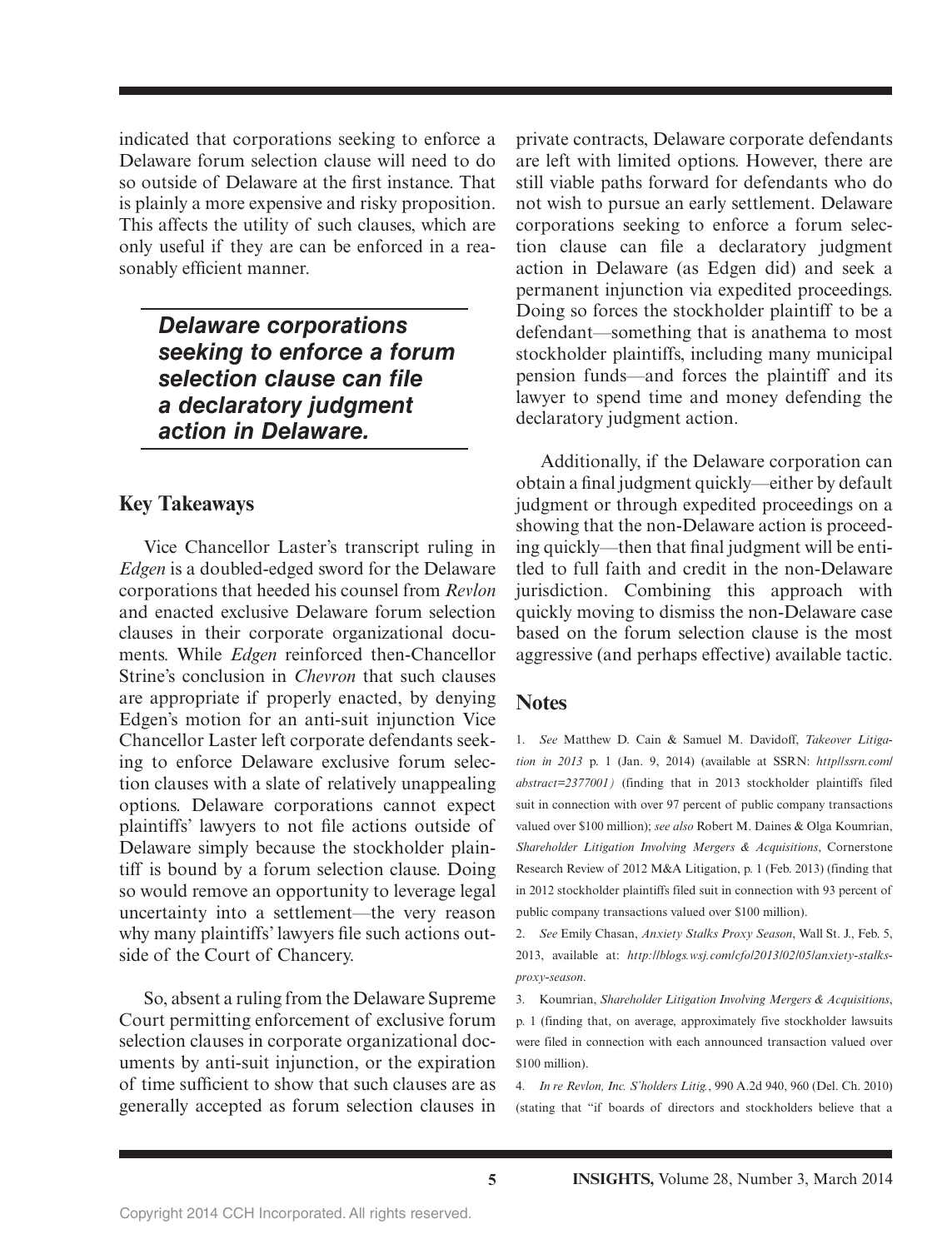indicated that corporations seeking to enforce a Delaware forum selection clause will need to do so outside of Delaware at the first instance. That is plainly a more expensive and risky proposition. This affects the utility of such clauses, which are only useful if they are can be enforced in a reasonably efficient manner.

> ***Delaware corporations seeking to enforce a forum selection clause can file a declaratory judgment action in Delaware.***

## Key Takeaways

Vice Chancellor Laster's transcript ruling in *Edgen* is a doubled-edged sword for the Delaware corporations that heeded his counsel from *Revlon* and enacted exclusive Delaware forum selection clauses in their corporate organizational documents. While *Edgen* reinforced then-Chancellor Strine's conclusion in *Chevron* that such clauses are appropriate if properly enacted, by denying Edgen's motion for an anti-suit injunction Vice Chancellor Laster left corporate defendants seeking to enforce Delaware exclusive forum selection clauses with a slate of relatively unappealing options. Delaware corporations cannot expect plaintiffs' lawyers to not file actions outside of Delaware simply because the stockholder plaintiff is bound by a forum selection clause. Doing so would remove an opportunity to leverage legal uncertainty into a settlement—the very reason why many plaintiffs' lawyers file such actions outside of the Court of Chancery.

So, absent a ruling from the Delaware Supreme Court permitting enforcement of exclusive forum selection clauses in corporate organizational documents by anti-suit injunction, or the expiration of time sufficient to show that such clauses are as generally accepted as forum selection clauses in private contracts, Delaware corporate defendants are left with limited options. However, there are still viable paths forward for defendants who do not wish to pursue an early settlement. Delaware corporations seeking to enforce a forum selection clause can file a declaratory judgment action in Delaware (as Edgen did) and seek a permanent injunction via expedited proceedings. Doing so forces the stockholder plaintiff to be a defendant—something that is anathema to most stockholder plaintiffs, including many municipal pension funds—and forces the plaintiff and its lawyer to spend time and money defending the declaratory judgment action.

Additionally, if the Delaware corporation can obtain a final judgment quickly—either by default judgment or through expedited proceedings on a showing that the non-Delaware action is proceeding quickly—then that final judgment will be entitled to full faith and credit in the non-Delaware jurisdiction. Combining this approach with quickly moving to dismiss the non-Delaware case based on the forum selection clause is the most aggressive (and perhaps effective) available tactic.

## Notes

1. *See* Matthew D. Cain & Samuel M. Davidoff, *Takeover Litigation in 2013* p. 1 (Jan. 9, 2014) (available at SSRN: *http//ssrn.com/abstract=2377001)* (finding that in 2013 stockholder plaintiffs filed suit in connection with over 97 percent of public company transactions valued over $100 million); *see also* Robert M. Daines & Olga Koumrian, *Shareholder Litigation Involving Mergers & Acquisitions*, Cornerstone Research Review of 2012 M&A Litigation, p. 1 (Feb. 2013) (finding that in 2012 stockholder plaintiffs filed suit in connection with 93 percent of public company transactions valued over $100 million).

2. *See* Emily Chasan, *Anxiety Stalks Proxy Season*, Wall St. J., Feb. 5, 2013, available at: *http://blogs.wsj.com/cfo/2013/02/05/anxiety-stalks-proxy-season*.

3. Koumrian, *Shareholder Litigation Involving Mergers & Acquisitions*, p. 1 (finding that, on average, approximately five stockholder lawsuits were filed in connection with each announced transaction valued over $100 million).

4. *In re Revlon, Inc. S'holders Litig.*, 990 A.2d 940, 960 (Del. Ch. 2010) (stating that "if boards of directors and stockholders believe that a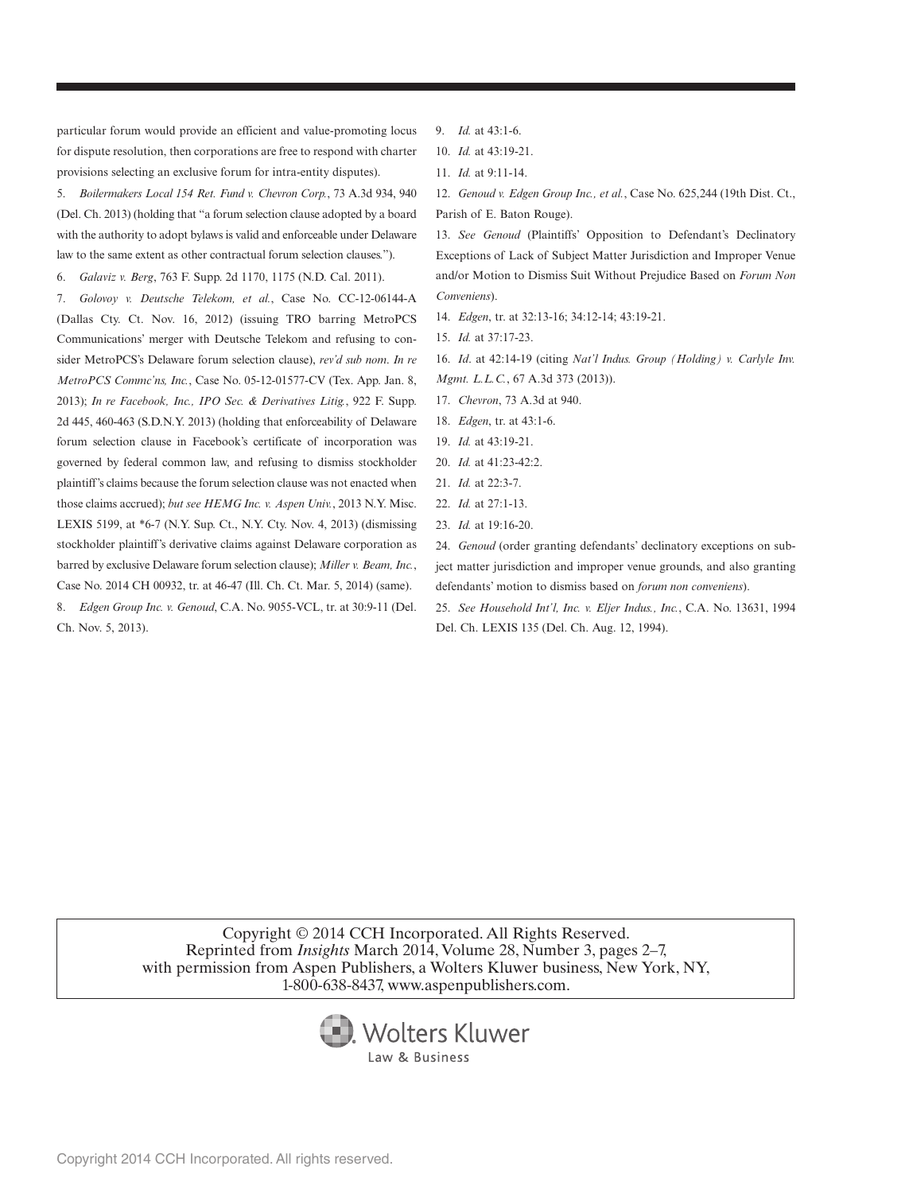particular forum would provide an efficient and value-promoting locus for dispute resolution, then corporations are free to respond with charter provisions selecting an exclusive forum for intra-entity disputes).

5. *Boilermakers Local 154 Ret. Fund v. Chevron Corp.*, 73 A.3d 934, 940 (Del. Ch. 2013) (holding that "a forum selection clause adopted by a board with the authority to adopt bylaws is valid and enforceable under Delaware law to the same extent as other contractual forum selection clauses.").

6. *Galaviz v. Berg*, 763 F. Supp. 2d 1170, 1175 (N.D. Cal. 2011).

7. *Golovoy v. Deutsche Telekom, et al.*, Case No. CC-12-06144-A (Dallas Cty. Ct. Nov. 16, 2012) (issuing TRO barring MetroPCS Communications' merger with Deutsche Telekom and refusing to consider MetroPCS's Delaware forum selection clause), *rev'd sub nom. In re MetroPCS Commc'ns, Inc.*, Case No. 05-12-01577-CV (Tex. App. Jan. 8, 2013); *In re Facebook, Inc., IPO Sec. & Derivatives Litig.*, 922 F. Supp. 2d 445, 460-463 (S.D.N.Y. 2013) (holding that enforceability of Delaware forum selection clause in Facebook's certificate of incorporation was governed by federal common law, and refusing to dismiss stockholder plaintiff's claims because the forum selection clause was not enacted when those claims accrued); *but see HEMG Inc. v. Aspen Univ.*, 2013 N.Y. Misc. LEXIS 5199, at *6-7 (N.Y. Sup. Ct., N.Y. Cty. Nov. 4, 2013) (dismissing stockholder plaintiff's derivative claims against Delaware corporation as barred by exclusive Delaware forum selection clause); *Miller v. Beam, Inc.*, Case No. 2014 CH 00932, tr. at 46-47 (Ill. Ch. Ct. Mar. 5, 2014) (same).

8. *Edgen Group Inc. v. Genoud*, C.A. No. 9055-VCL, tr. at 30:9-11 (Del. Ch. Nov. 5, 2013).

9. *Id.* at 43:1-6.

10. *Id.* at 43:19-21.

11. *Id.* at 9:11-14.

12. *Genoud v. Edgen Group Inc., et al.*, Case No. 625,244 (19th Dist. Ct., Parish of E. Baton Rouge).

13. *See Genoud* (Plaintiffs' Opposition to Defendant's Declinatory Exceptions of Lack of Subject Matter Jurisdiction and Improper Venue and/or Motion to Dismiss Suit Without Prejudice Based on *Forum Non Conveniens*).

14. *Edgen*, tr. at 32:13-16; 34:12-14; 43:19-21.

15. *Id.* at 37:17-23.

16. *Id.* at 42:14-19 (citing *Nat'l Indus. Group (Holding) v. Carlyle Inv. Mgmt. L.L.C.*, 67 A.3d 373 (2013)).

17. *Chevron*, 73 A.3d at 940.

18. *Edgen*, tr. at 43:1-6.

19. *Id.* at 43:19-21.

20. *Id.* at 41:23-42:2.

21. *Id.* at 22:3-7.

22. *Id.* at 27:1-13.

23. *Id.* at 19:16-20.

24. *Genoud* (order granting defendants' declinatory exceptions on subject matter jurisdiction and improper venue grounds, and also granting defendants' motion to dismiss based on *forum non conveniens*).

25. *See Household Int'l, Inc. v. Eljer Indus., Inc.*, C.A. No. 13631, 1994 Del. Ch. LEXIS 135 (Del. Ch. Aug. 12, 1994).

Copyright © 2014 CCH Incorporated. All Rights Reserved.
Reprinted from *Insights* March 2014, Volume 28, Number 3, pages 2–7, with permission from Aspen Publishers, a Wolters Kluwer business, New York, NY, 1-800-638-8437, www.aspenpublishers.com.

Wolters Kluwer
Law & Business

Copyright 2014 CCH Incorporated. All rights reserved.